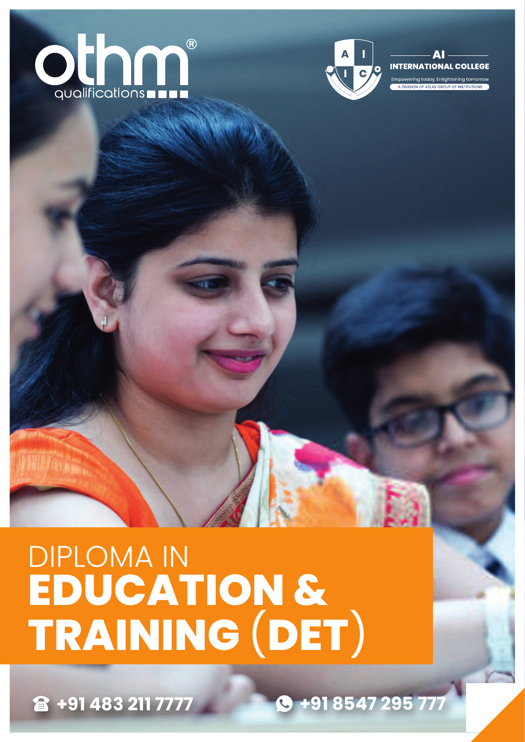othm® qualifications

AI INTERNATIONAL COLLEGE

Empowering today, Enlightening tomorrow

A DIVISION OF ATLAS GROUP OF INSTITUTIONS

# DIPLOMA IN EDUCATION & TRAINING (DET)

+91 483 211 7777

+91 8547 295 777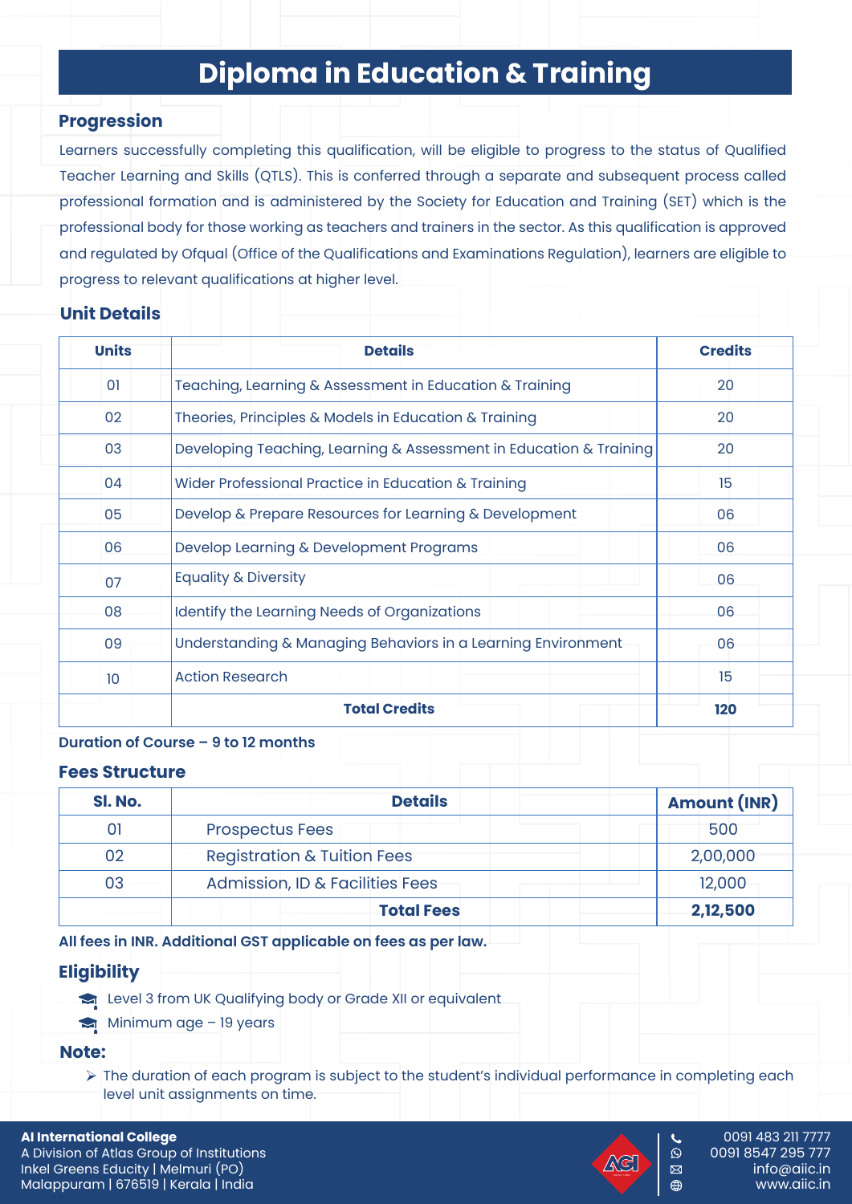# Diploma in Education & Training

## Progression

Learners successfully completing this qualification, will be eligible to progress to the status of Qualified Teacher Learning and Skills (QTLS). This is conferred through a separate and subsequent process called professional formation and is administered by the Society for Education and Training (SET) which is the professional body for those working as teachers and trainers in the sector. As this qualification is approved and regulated by Ofqual (Office of the Qualifications and Examinations Regulation), learners are eligible to progress to relevant qualifications at higher level.

## Unit Details

| Units | Details | Credits |
|---|---|---|
| 01 | Teaching, Learning & Assessment in Education & Training | 20 |
| 02 | Theories, Principles & Models in Education & Training | 20 |
| 03 | Developing Teaching, Learning & Assessment in Education & Training | 20 |
| 04 | Wider Professional Practice in Education & Training | 15 |
| 05 | Develop & Prepare Resources for Learning & Development | 06 |
| 06 | Develop Learning & Development Programs | 06 |
| 07 | Equality & Diversity | 06 |
| 08 | Identify the Learning Needs of Organizations | 06 |
| 09 | Understanding & Managing Behaviors in a Learning Environment | 06 |
| 10 | Action Research | 15 |
| | **Total Credits** | **120** |

**Duration of Course – 9 to 12 months**

## Fees Structure

| Sl. No. | Details | Amount (INR) |
|---|---|---|
| 01 | Prospectus Fees | 500 |
| 02 | Registration & Tuition Fees | 2,00,000 |
| 03 | Admission, ID & Facilities Fees | 12,000 |
| | **Total Fees** | **2,12,500** |

**All fees in INR. Additional GST applicable on fees as per law.**

## Eligibility

- Level 3 from UK Qualifying body or Grade XII or equivalent
- Minimum age – 19 years

## Note:

- The duration of each program is subject to the student's individual performance in completing each level unit assignments on time.

**AI International College**
A Division of Atlas Group of Institutions
Inkel Greens Educity | Melmuri (PO)
Malappuram | 676519 | Kerala | India

0091 483 211 7777
0091 8547 295 777
info@aiic.in
www.aiic.in